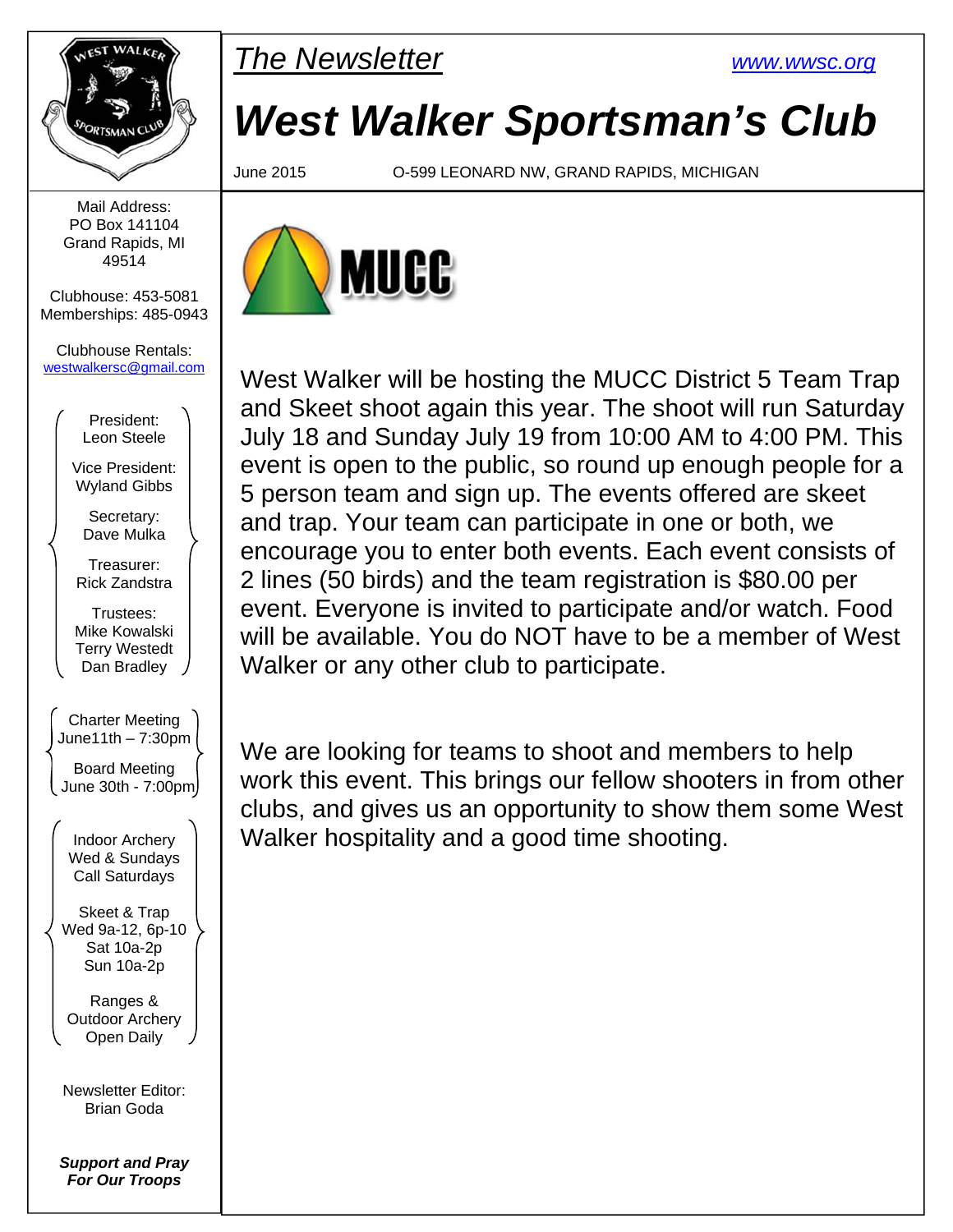*The Newsletter* [www.wwsc.org](www.wwsc.org)

# West Walker Sportsman's Club

June 2015 O-599 LEONARD NW, GRAND RAPIDS, MICHIGAN

Mail Address:
PO Box 141104
Grand Rapids, MI
49514

Clubhouse: 453-5081
Memberships: 485-0943

Clubhouse Rentals:
westwalkersc@gmail.com

President:
Leon Steele

Vice President:
Wyland Gibbs

Secretary:
Dave Mulka

Treasurer:
Rick Zandstra

Trustees:
Mike Kowalski
Terry Westedt
Dan Bradley

Charter Meeting
June11th – 7:30pm

Board Meeting
June 30th - 7:00pm

Indoor Archery
Wed & Sundays
Call Saturdays

Skeet & Trap
Wed 9a-12, 6p-10
Sat 10a-2p
Sun 10a-2p

Ranges &
Outdoor Archery
Open Daily

Newsletter Editor:
Brian Goda

***Support and Pray For Our Troops***

MUCC

West Walker will be hosting the MUCC District 5 Team Trap and Skeet shoot again this year. The shoot will run Saturday July 18 and Sunday July 19 from 10:00 AM to 4:00 PM. This event is open to the public, so round up enough people for a 5 person team and sign up. The events offered are skeet and trap. Your team can participate in one or both, we encourage you to enter both events. Each event consists of 2 lines (50 birds) and the team registration is $80.00 per event. Everyone is invited to participate and/or watch. Food will be available. You do NOT have to be a member of West Walker or any other club to participate.

We are looking for teams to shoot and members to help work this event. This brings our fellow shooters in from other clubs, and gives us an opportunity to show them some West Walker hospitality and a good time shooting.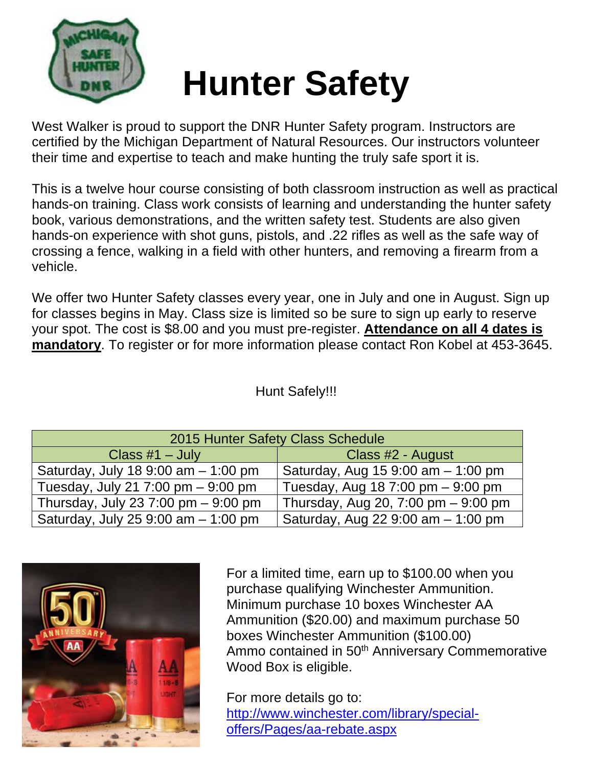# Hunter Safety

West Walker is proud to support the DNR Hunter Safety program. Instructors are certified by the Michigan Department of Natural Resources. Our instructors volunteer their time and expertise to teach and make hunting the truly safe sport it is.

This is a twelve hour course consisting of both classroom instruction as well as practical hands-on training. Class work consists of learning and understanding the hunter safety book, various demonstrations, and the written safety test. Students are also given hands-on experience with shot guns, pistols, and .22 rifles as well as the safe way of crossing a fence, walking in a field with other hunters, and removing a firearm from a vehicle.

We offer two Hunter Safety classes every year, one in July and one in August. Sign up for classes begins in May. Class size is limited so be sure to sign up early to reserve your spot. The cost is $8.00 and you must pre-register. **Attendance on all 4 dates is mandatory**. To register or for more information please contact Ron Kobel at 453-3645.

Hunt Safely!!!

| 2015 Hunter Safety Class Schedule | |
|---|---|
| Class #1 – July | Class #2 - August |
| Saturday, July 18 9:00 am – 1:00 pm | Saturday, Aug 15 9:00 am – 1:00 pm |
| Tuesday, July 21 7:00 pm – 9:00 pm | Tuesday, Aug 18 7:00 pm – 9:00 pm |
| Thursday, July 23 7:00 pm – 9:00 pm | Thursday, Aug 20, 7:00 pm – 9:00 pm |
| Saturday, July 25 9:00 am – 1:00 pm | Saturday, Aug 22 9:00 am – 1:00 pm |

For a limited time, earn up to $100.00 when you purchase qualifying Winchester Ammunition. Minimum purchase 10 boxes Winchester AA Ammunition ($20.00) and maximum purchase 50 boxes Winchester Ammunition ($100.00) Ammo contained in 50th Anniversary Commemorative Wood Box is eligible.

For more details go to: http://www.winchester.com/library/special-offers/Pages/aa-rebate.aspx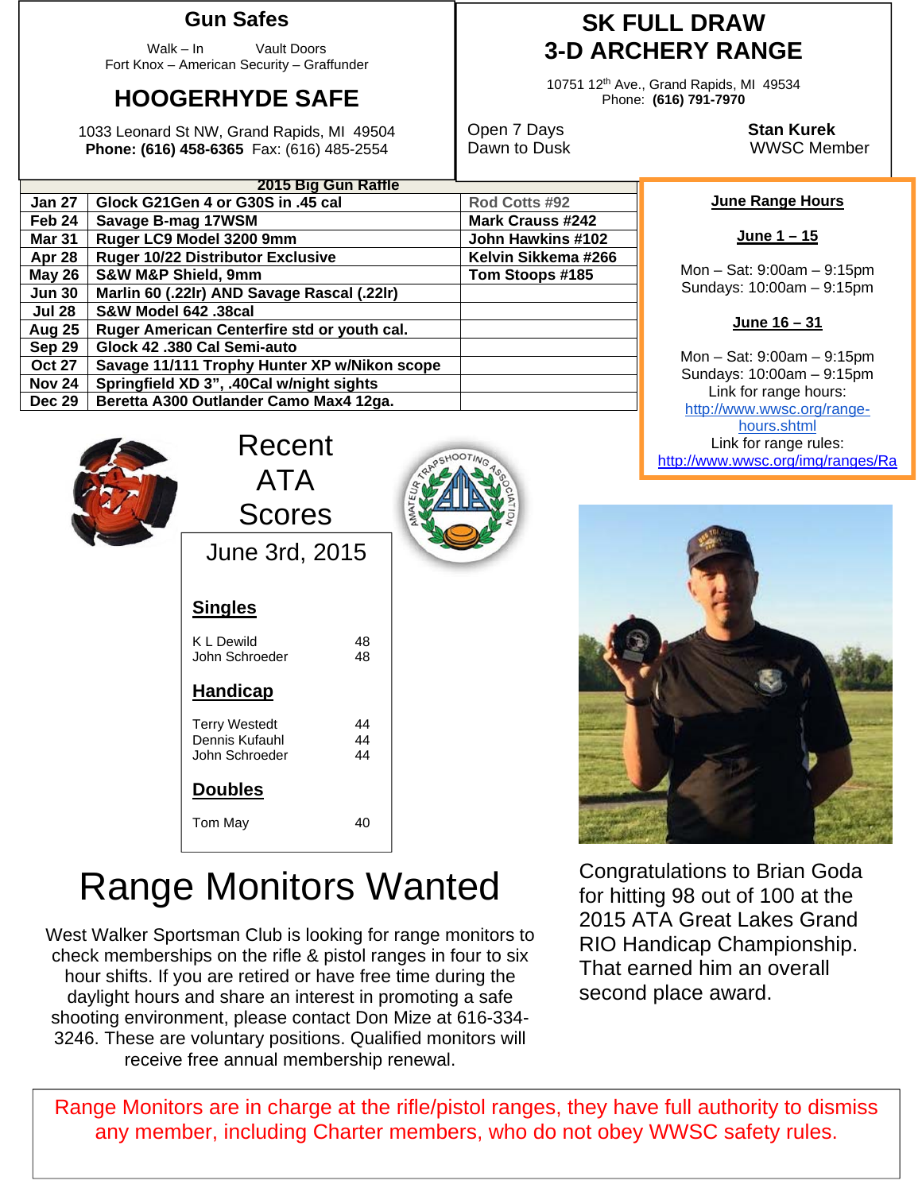## Gun Safes

Walk – In Vault Doors
Fort Knox – American Security – Graffunder

## HOOGERHYDE SAFE

1033 Leonard St NW, Grand Rapids, MI 49504
**Phone: (616) 458-6365** Fax: (616) 485-2554

## SK FULL DRAW 3-D ARCHERY RANGE

10751 12th Ave., Grand Rapids, MI 49534
Phone: **(616) 791-7970**

Open 7 Days
Dawn to Dusk

**Stan Kurek**
WWSC Member

**2015 Big Gun Raffle**

| Date | Gun | Winner |
|---|---|---|
| Jan 27 | Glock G21Gen 4 or G30S in .45 cal | Rod Cotts #92 |
| Feb 24 | Savage B-mag 17WSM | Mark Crauss #242 |
| Mar 31 | Ruger LC9 Model 3200 9mm | John Hawkins #102 |
| Apr 28 | Ruger 10/22 Distributor Exclusive | Kelvin Sikkema #266 |
| May 26 | S&W M&P Shield, 9mm | Tom Stoops #185 |
| Jun 30 | Marlin 60 (.22lr) AND Savage Rascal (.22lr) | |
| Jul 28 | S&W Model 642 .38cal | |
| Aug 25 | Ruger American Centerfire std or youth cal. | |
| Sep 29 | Glock 42 .380 Cal Semi-auto | |
| Oct 27 | Savage 11/111 Trophy Hunter XP w/Nikon scope | |
| Nov 24 | Springfield XD 3", .40Cal w/night sights | |
| Dec 29 | Beretta A300 Outlander Camo Max4 12ga. | |

**June Range Hours**

**June 1 – 15**

Mon – Sat: 9:00am – 9:15pm
Sundays: 10:00am – 9:15pm

**June 16 – 31**

Mon – Sat: 9:00am – 9:15pm
Sundays: 10:00am – 9:15pm
Link for range hours: http://www.wwsc.org/range-hours.shtml
Link for range rules: http://www.wwsc.org/img/ranges/Ra

## Recent ATA Scores

June 3rd, 2015

**Singles**

| | |
|---|---|
| K L Dewild | 48 |
| John Schroeder | 48 |

**Handicap**

| | |
|---|---|
| Terry Westedt | 44 |
| Dennis Kufauhl | 44 |
| John Schroeder | 44 |

**Doubles**

| | |
|---|---|
| Tom May | 40 |

Congratulations to Brian Goda for hitting 98 out of 100 at the 2015 ATA Great Lakes Grand RIO Handicap Championship. That earned him an overall second place award.

# Range Monitors Wanted

West Walker Sportsman Club is looking for range monitors to check memberships on the rifle & pistol ranges in four to six hour shifts. If you are retired or have free time during the daylight hours and share an interest in promoting a safe shooting environment, please contact Don Mize at 616-334-3246. These are voluntary positions. Qualified monitors will receive free annual membership renewal.

Range Monitors are in charge at the rifle/pistol ranges, they have full authority to dismiss any member, including Charter members, who do not obey WWSC safety rules.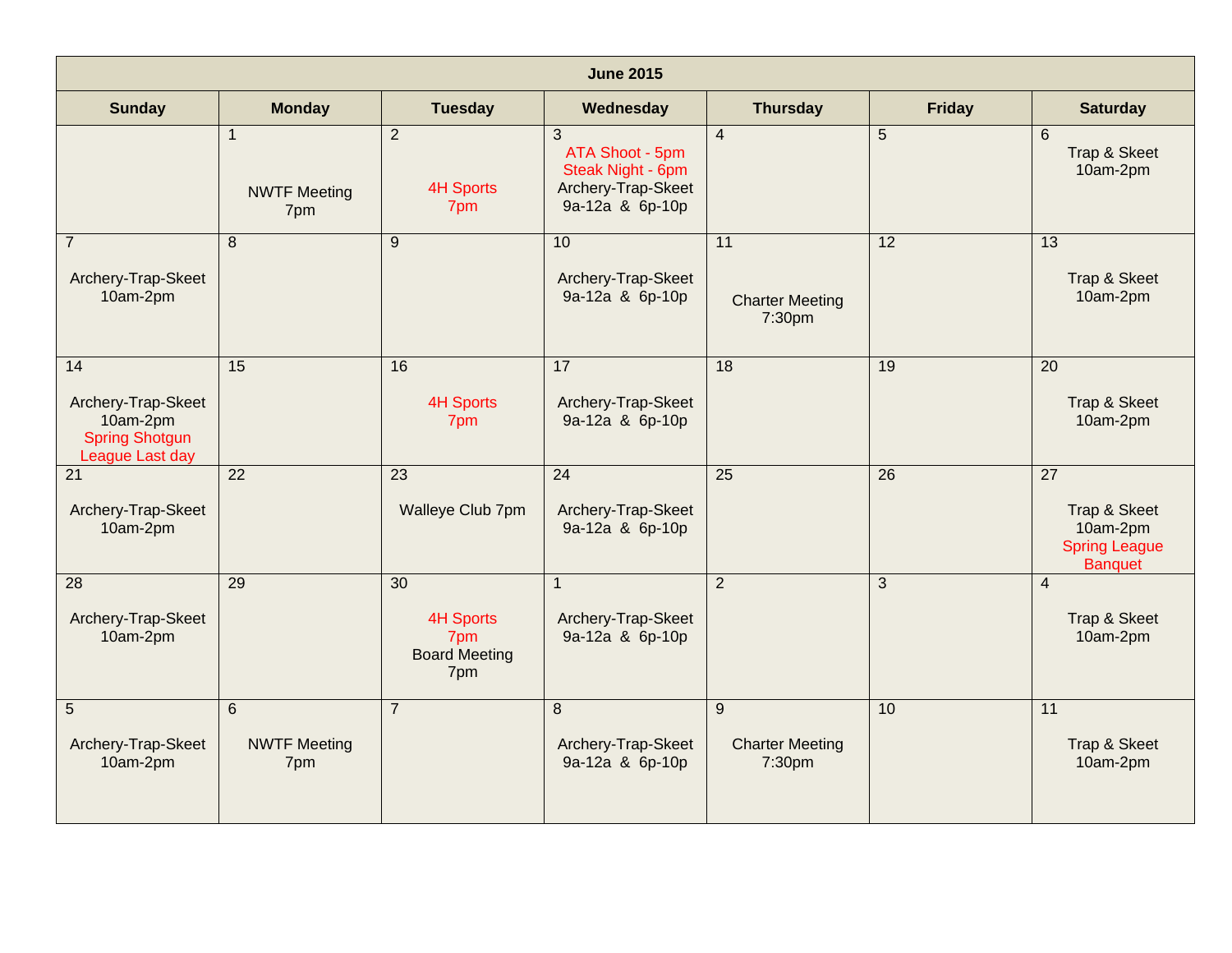| June 2015 | | | | | | |
|---|---|---|---|---|---|---|
| **Sunday** | **Monday** | **Tuesday** | **Wednesday** | **Thursday** | **Friday** | **Saturday** |
| | 1<br>NWTF Meeting 7pm | 2<br>4H Sports 7pm | 3<br>ATA Shoot - 5pm<br>Steak Night - 6pm<br>Archery-Trap-Skeet 9a-12a & 6p-10p | 4 | 5 | 6<br>Trap & Skeet 10am-2pm |
| 7<br>Archery-Trap-Skeet 10am-2pm | 8 | 9 | 10<br>Archery-Trap-Skeet 9a-12a & 6p-10p | 11<br>Charter Meeting 7:30pm | 12 | 13<br>Trap & Skeet 10am-2pm |
| 14<br>Archery-Trap-Skeet 10am-2pm<br>Spring Shotgun League Last day | 15 | 16<br>4H Sports 7pm | 17<br>Archery-Trap-Skeet 9a-12a & 6p-10p | 18 | 19 | 20<br>Trap & Skeet 10am-2pm |
| 21<br>Archery-Trap-Skeet 10am-2pm | 22 | 23<br>Walleye Club 7pm | 24<br>Archery-Trap-Skeet 9a-12a & 6p-10p | 25 | 26 | 27<br>Trap & Skeet 10am-2pm<br>Spring League Banquet |
| 28<br>Archery-Trap-Skeet 10am-2pm | 29 | 30<br>4H Sports 7pm<br>Board Meeting 7pm | 1<br>Archery-Trap-Skeet 9a-12a & 6p-10p | 2 | 3 | 4<br>Trap & Skeet 10am-2pm |
| 5<br>Archery-Trap-Skeet 10am-2pm | 6<br>NWTF Meeting 7pm | 7 | 8<br>Archery-Trap-Skeet 9a-12a & 6p-10p | 9<br>Charter Meeting 7:30pm | 10 | 11<br>Trap & Skeet 10am-2pm |